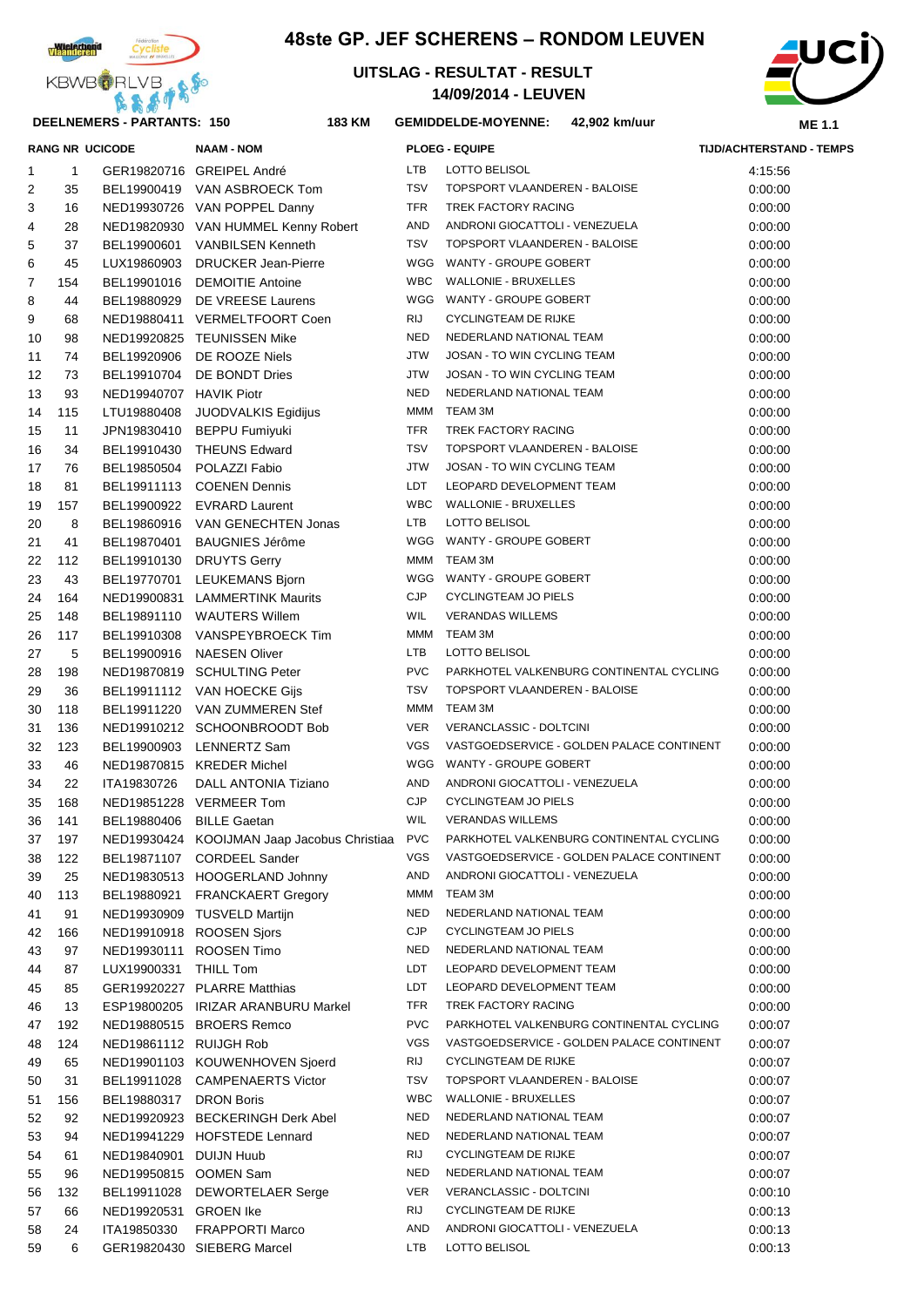# 48ste GP. JEF SCHERENS – RONDOM LEUVEN

## UITSLAG - RESULTAT - RESULT
## 14/09/2014 - LEUVEN

**DEELNEMERS - PARTANTS: 150** **183 KM** **GEMIDDELDE-MOYENNE: 42,902 km/uur** **ME 1.1**

| RANG | NR | UCICODE | NAAM - NOM | PLOEG - EQUIPE | | TIJD/ACHTERSTAND - TEMPS |
|---|---|---|---|---|---|---|
| 1 | 1 | GER19820716 | GREIPEL André | LTB | LOTTO BELISOL | 4:15:56 |
| 2 | 35 | BEL19900419 | VAN ASBROECK Tom | TSV | TOPSPORT VLAANDEREN - BALOISE | 0:00:00 |
| 3 | 16 | NED19930726 | VAN POPPEL Danny | TFR | TREK FACTORY RACING | 0:00:00 |
| 4 | 28 | NED19820930 | VAN HUMMEL Kenny Robert | AND | ANDRONI GIOCATTOLI - VENEZUELA | 0:00:00 |
| 5 | 37 | BEL19900601 | VANBILSEN Kenneth | TSV | TOPSPORT VLAANDEREN - BALOISE | 0:00:00 |
| 6 | 45 | LUX19860903 | DRUCKER Jean-Pierre | WGG | WANTY - GROUPE GOBERT | 0:00:00 |
| 7 | 154 | BEL19901016 | DEMOITIE Antoine | WBC | WALLONIE - BRUXELLES | 0:00:00 |
| 8 | 44 | BEL19880929 | DE VREESE Laurens | WGG | WANTY - GROUPE GOBERT | 0:00:00 |
| 9 | 68 | NED19880411 | VERMELTFOORT Coen | RIJ | CYCLINGTEAM DE RIJKE | 0:00:00 |
| 10 | 98 | NED19920825 | TEUNISSEN Mike | NED | NEDERLAND NATIONAL TEAM | 0:00:00 |
| 11 | 74 | BEL19920906 | DE ROOZE Niels | JTW | JOSAN - TO WIN CYCLING TEAM | 0:00:00 |
| 12 | 73 | BEL19910704 | DE BONDT Dries | JTW | JOSAN - TO WIN CYCLING TEAM | 0:00:00 |
| 13 | 93 | NED19940707 | HAVIK Piotr | NED | NEDERLAND NATIONAL TEAM | 0:00:00 |
| 14 | 115 | LTU19880408 | JUODVALKIS Egidijus | MMM | TEAM 3M | 0:00:00 |
| 15 | 11 | JPN19830410 | BEPPU Fumiyuki | TFR | TREK FACTORY RACING | 0:00:00 |
| 16 | 34 | BEL19910430 | THEUNS Edward | TSV | TOPSPORT VLAANDEREN - BALOISE | 0:00:00 |
| 17 | 76 | BEL19850504 | POLAZZI Fabio | JTW | JOSAN - TO WIN CYCLING TEAM | 0:00:00 |
| 18 | 81 | BEL19911113 | COENEN Dennis | LDT | LEOPARD DEVELOPMENT TEAM | 0:00:00 |
| 19 | 157 | BEL19900922 | EVRARD Laurent | WBC | WALLONIE - BRUXELLES | 0:00:00 |
| 20 | 8 | BEL19860916 | VAN GENECHTEN Jonas | LTB | LOTTO BELISOL | 0:00:00 |
| 21 | 41 | BEL19870401 | BAUGNIES Jérôme | WGG | WANTY - GROUPE GOBERT | 0:00:00 |
| 22 | 112 | BEL19910130 | DRUYTS Gerry | MMM | TEAM 3M | 0:00:00 |
| 23 | 43 | BEL19770701 | LEUKEMANS Bjorn | WGG | WANTY - GROUPE GOBERT | 0:00:00 |
| 24 | 164 | NED19900831 | LAMMERTINK Maurits | CJP | CYCLINGTEAM JO PIELS | 0:00:00 |
| 25 | 148 | BEL19891110 | WAUTERS Willem | WIL | VERANDAS WILLEMS | 0:00:00 |
| 26 | 117 | BEL19910308 | VANSPEYBROECK Tim | MMM | TEAM 3M | 0:00:00 |
| 27 | 5 | BEL19900916 | NAESEN Oliver | LTB | LOTTO BELISOL | 0:00:00 |
| 28 | 198 | NED19870819 | SCHULTING Peter | PVC | PARKHOTEL VALKENBURG CONTINENTAL CYCLING | 0:00:00 |
| 29 | 36 | BEL19911112 | VAN HOECKE Gijs | TSV | TOPSPORT VLAANDEREN - BALOISE | 0:00:00 |
| 30 | 118 | BEL19911220 | VAN ZUMMEREN Stef | MMM | TEAM 3M | 0:00:00 |
| 31 | 136 | NED19910212 | SCHOONBROODT Bob | VER | VERANCLASSIC - DOLTCINI | 0:00:00 |
| 32 | 123 | BEL19900903 | LENNERTZ Sam | VGS | VASTGOEDSERVICE - GOLDEN PALACE CONTINENT | 0:00:00 |
| 33 | 46 | NED19870815 | KREDER Michel | WGG | WANTY - GROUPE GOBERT | 0:00:00 |
| 34 | 22 | ITA19830726 | DALL ANTONIA Tiziano | AND | ANDRONI GIOCATTOLI - VENEZUELA | 0:00:00 |
| 35 | 168 | NED19851228 | VERMEER Tom | CJP | CYCLINGTEAM JO PIELS | 0:00:00 |
| 36 | 141 | BEL19880406 | BILLE Gaetan | WIL | VERANDAS WILLEMS | 0:00:00 |
| 37 | 197 | NED19930424 | KOOIJMAN Jaap Jacobus Christiaa | PVC | PARKHOTEL VALKENBURG CONTINENTAL CYCLING | 0:00:00 |
| 38 | 122 | BEL19871107 | CORDEEL Sander | VGS | VASTGOEDSERVICE - GOLDEN PALACE CONTINENT | 0:00:00 |
| 39 | 25 | NED19830513 | HOOGERLAND Johnny | AND | ANDRONI GIOCATTOLI - VENEZUELA | 0:00:00 |
| 40 | 113 | BEL19880921 | FRANCKAERT Gregory | MMM | TEAM 3M | 0:00:00 |
| 41 | 91 | NED19930909 | TUSVELD Martijn | NED | NEDERLAND NATIONAL TEAM | 0:00:00 |
| 42 | 166 | NED19910918 | ROOSEN Sjors | CJP | CYCLINGTEAM JO PIELS | 0:00:00 |
| 43 | 97 | NED19930111 | ROOSEN Timo | NED | NEDERLAND NATIONAL TEAM | 0:00:00 |
| 44 | 87 | LUX19900331 | THILL Tom | LDT | LEOPARD DEVELOPMENT TEAM | 0:00:00 |
| 45 | 85 | GER19920227 | PLARRE Matthias | LDT | LEOPARD DEVELOPMENT TEAM | 0:00:00 |
| 46 | 13 | ESP19800205 | IRIZAR ARANBURU Markel | TFR | TREK FACTORY RACING | 0:00:00 |
| 47 | 192 | NED19880515 | BROERS Remco | PVC | PARKHOTEL VALKENBURG CONTINENTAL CYCLING | 0:00:07 |
| 48 | 124 | NED19861112 | RUIJGH Rob | VGS | VASTGOEDSERVICE - GOLDEN PALACE CONTINENT | 0:00:07 |
| 49 | 65 | NED19901103 | KOUWENHOVEN Sjoerd | RIJ | CYCLINGTEAM DE RIJKE | 0:00:07 |
| 50 | 31 | BEL19911028 | CAMPENAERTS Victor | TSV | TOPSPORT VLAANDEREN - BALOISE | 0:00:07 |
| 51 | 156 | BEL19880317 | DRON Boris | WBC | WALLONIE - BRUXELLES | 0:00:07 |
| 52 | 92 | NED19920923 | BECKERINGH Derk Abel | NED | NEDERLAND NATIONAL TEAM | 0:00:07 |
| 53 | 94 | NED19941229 | HOFSTEDE Lennard | NED | NEDERLAND NATIONAL TEAM | 0:00:07 |
| 54 | 61 | NED19840901 | DUIJN Huub | RIJ | CYCLINGTEAM DE RIJKE | 0:00:07 |
| 55 | 96 | NED19950815 | OOMEN Sam | NED | NEDERLAND NATIONAL TEAM | 0:00:07 |
| 56 | 132 | BEL19911028 | DEWORTELAER Serge | VER | VERANCLASSIC - DOLTCINI | 0:00:10 |
| 57 | 66 | NED19920531 | GROEN Ike | RIJ | CYCLINGTEAM DE RIJKE | 0:00:13 |
| 58 | 24 | ITA19850330 | FRAPPORTI Marco | AND | ANDRONI GIOCATTOLI - VENEZUELA | 0:00:13 |
| 59 | 6 | GER19820430 | SIEBERG Marcel | LTB | LOTTO BELISOL | 0:00:13 |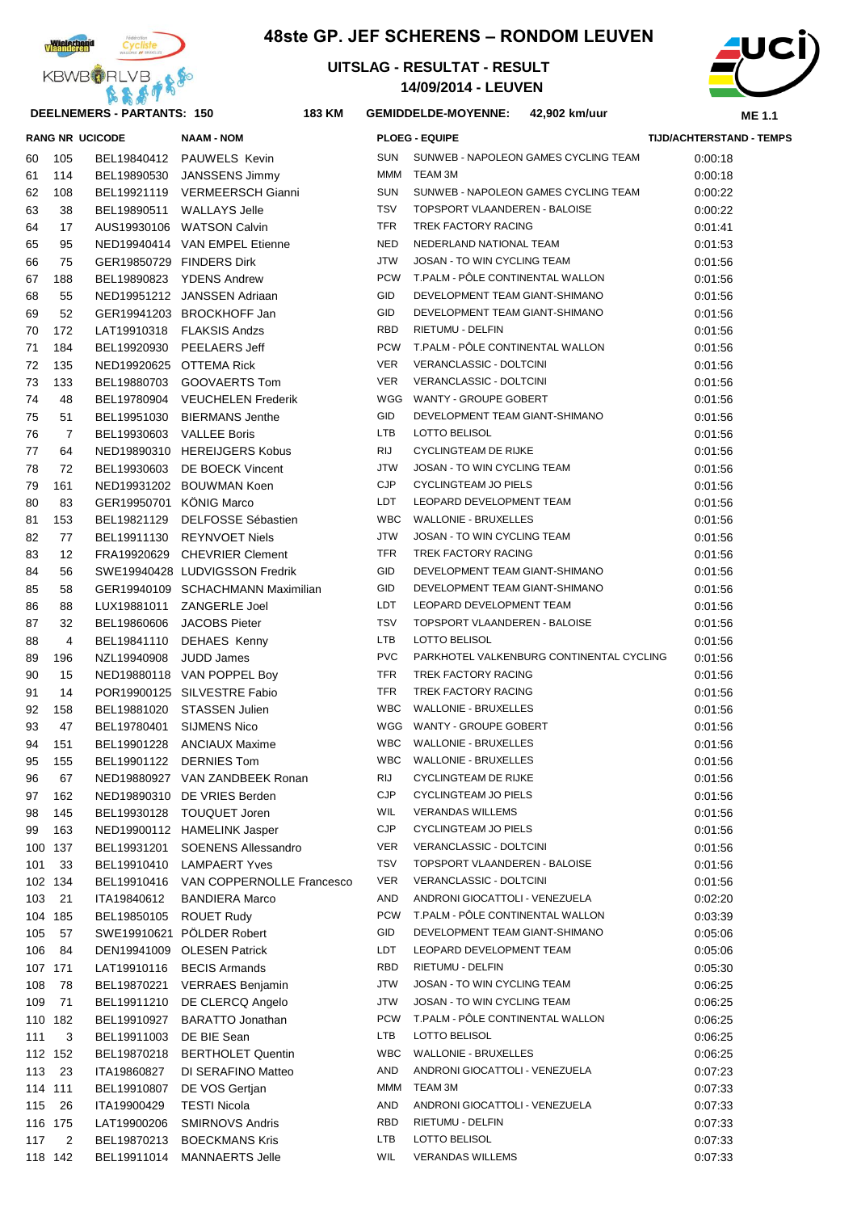# 48ste GP. JEF SCHERENS – RONDOM LEUVEN

## UITSLAG - RESULTAT - RESULT
## 14/09/2014 - LEUVEN

**DEELNEMERS - PARTANTS: 150** | **183 KM** | **GEMIDDELDE-MOYENNE: 42,902 km/uur** | **ME 1.1**

| RANG | NR | UCICODE | NAAM - NOM | PLOEG - EQUIPE | | TIJD/ACHTERSTAND - TEMPS |
|---|---|---|---|---|---|---|
| 60 | 105 | BEL19840412 | PAUWELS Kevin | SUN | SUNWEB - NAPOLEON GAMES CYCLING TEAM | 0:00:18 |
| 61 | 114 | BEL19890530 | JANSSENS Jimmy | MMM | TEAM 3M | 0:00:18 |
| 62 | 108 | BEL19921119 | VERMEERSCH Gianni | SUN | SUNWEB - NAPOLEON GAMES CYCLING TEAM | 0:00:22 |
| 63 | 38 | BEL19890511 | WALLAYS Jelle | TSV | TOPSPORT VLAANDEREN - BALOISE | 0:00:22 |
| 64 | 17 | AUS19930106 | WATSON Calvin | TFR | TREK FACTORY RACING | 0:01:41 |
| 65 | 95 | NED19940414 | VAN EMPEL Etienne | NED | NEDERLAND NATIONAL TEAM | 0:01:53 |
| 66 | 75 | GER19850729 | FINDERS Dirk | JTW | JOSAN - TO WIN CYCLING TEAM | 0:01:56 |
| 67 | 188 | BEL19890823 | YDENS Andrew | PCW | T.PALM - PÔLE CONTINENTAL WALLON | 0:01:56 |
| 68 | 55 | NED19951212 | JANSSEN Adriaan | GID | DEVELOPMENT TEAM GIANT-SHIMANO | 0:01:56 |
| 69 | 52 | GER19941203 | BROCKHOFF Jan | GID | DEVELOPMENT TEAM GIANT-SHIMANO | 0:01:56 |
| 70 | 172 | LAT19910318 | FLAKSIS Andzs | RBD | RIETUMU - DELFIN | 0:01:56 |
| 71 | 184 | BEL19920930 | PEELAERS Jeff | PCW | T.PALM - PÔLE CONTINENTAL WALLON | 0:01:56 |
| 72 | 135 | NED19920625 | OTTEMA Rick | VER | VERANCLASSIC - DOLTCINI | 0:01:56 |
| 73 | 133 | BEL19880703 | GOOVAERTS Tom | VER | VERANCLASSIC - DOLTCINI | 0:01:56 |
| 74 | 48 | BEL19780904 | VEUCHELEN Frederik | WGG | WANTY - GROUPE GOBERT | 0:01:56 |
| 75 | 51 | BEL19951030 | BIERMANS Jenthe | GID | DEVELOPMENT TEAM GIANT-SHIMANO | 0:01:56 |
| 76 | 7 | BEL19930603 | VALLEE Boris | LTB | LOTTO BELISOL | 0:01:56 |
| 77 | 64 | NED19890310 | HEREIJGERS Kobus | RIJ | CYCLINGTEAM DE RIJKE | 0:01:56 |
| 78 | 72 | BEL19930603 | DE BOECK Vincent | JTW | JOSAN - TO WIN CYCLING TEAM | 0:01:56 |
| 79 | 161 | NED19931202 | BOUWMAN Koen | CJP | CYCLINGTEAM JO PIELS | 0:01:56 |
| 80 | 83 | GER19950701 | KÖNIG Marco | LDT | LEOPARD DEVELOPMENT TEAM | 0:01:56 |
| 81 | 153 | BEL19821129 | DELFOSSE Sébastien | WBC | WALLONIE - BRUXELLES | 0:01:56 |
| 82 | 77 | BEL19911130 | REYNVOET Niels | JTW | JOSAN - TO WIN CYCLING TEAM | 0:01:56 |
| 83 | 12 | FRA19920629 | CHEVRIER Clement | TFR | TREK FACTORY RACING | 0:01:56 |
| 84 | 56 | SWE19940428 | LUDVIGSSON Fredrik | GID | DEVELOPMENT TEAM GIANT-SHIMANO | 0:01:56 |
| 85 | 58 | GER19940109 | SCHACHMANN Maximilian | GID | DEVELOPMENT TEAM GIANT-SHIMANO | 0:01:56 |
| 86 | 88 | LUX19881011 | ZANGERLE Joel | LDT | LEOPARD DEVELOPMENT TEAM | 0:01:56 |
| 87 | 32 | BEL19860606 | JACOBS Pieter | TSV | TOPSPORT VLAANDEREN - BALOISE | 0:01:56 |
| 88 | 4 | BEL19841110 | DEHAES Kenny | LTB | LOTTO BELISOL | 0:01:56 |
| 89 | 196 | NZL19940908 | JUDD James | PVC | PARKHOTEL VALKENBURG CONTINENTAL CYCLING | 0:01:56 |
| 90 | 15 | NED19880118 | VAN POPPEL Boy | TFR | TREK FACTORY RACING | 0:01:56 |
| 91 | 14 | POR19900125 | SILVESTRE Fabio | TFR | TREK FACTORY RACING | 0:01:56 |
| 92 | 158 | BEL19881020 | STASSEN Julien | WBC | WALLONIE - BRUXELLES | 0:01:56 |
| 93 | 47 | BEL19780401 | SIJMENS Nico | WGG | WANTY - GROUPE GOBERT | 0:01:56 |
| 94 | 151 | BEL19901228 | ANCIAUX Maxime | WBC | WALLONIE - BRUXELLES | 0:01:56 |
| 95 | 155 | BEL19901122 | DERNIES Tom | WBC | WALLONIE - BRUXELLES | 0:01:56 |
| 96 | 67 | NED19880927 | VAN ZANDBEEK Ronan | RIJ | CYCLINGTEAM DE RIJKE | 0:01:56 |
| 97 | 162 | NED19890310 | DE VRIES Berden | CJP | CYCLINGTEAM JO PIELS | 0:01:56 |
| 98 | 145 | BEL19930128 | TOUQUET Joren | WIL | VERANDAS WILLEMS | 0:01:56 |
| 99 | 163 | NED19900112 | HAMELINK Jasper | CJP | CYCLINGTEAM JO PIELS | 0:01:56 |
| 100 | 137 | BEL19931201 | SOENENS Allessandro | VER | VERANCLASSIC - DOLTCINI | 0:01:56 |
| 101 | 33 | BEL19910410 | LAMPAERT Yves | TSV | TOPSPORT VLAANDEREN - BALOISE | 0:01:56 |
| 102 | 134 | BEL19910416 | VAN COPPERNOLLE Francesco | VER | VERANCLASSIC - DOLTCINI | 0:01:56 |
| 103 | 21 | ITA19840612 | BANDIERA Marco | AND | ANDRONI GIOCATTOLI - VENEZUELA | 0:02:20 |
| 104 | 185 | BEL19850105 | ROUET Rudy | PCW | T.PALM - PÔLE CONTINENTAL WALLON | 0:03:39 |
| 105 | 57 | SWE19910621 | PÖLDER Robert | GID | DEVELOPMENT TEAM GIANT-SHIMANO | 0:05:06 |
| 106 | 84 | DEN19941009 | OLESEN Patrick | LDT | LEOPARD DEVELOPMENT TEAM | 0:05:06 |
| 107 | 171 | LAT19910116 | BECIS Armands | RBD | RIETUMU - DELFIN | 0:05:30 |
| 108 | 78 | BEL19870221 | VERRAES Benjamin | JTW | JOSAN - TO WIN CYCLING TEAM | 0:06:25 |
| 109 | 71 | BEL19911210 | DE CLERCQ Angelo | JTW | JOSAN - TO WIN CYCLING TEAM | 0:06:25 |
| 110 | 182 | BEL19910927 | BARATTO Jonathan | PCW | T.PALM - PÔLE CONTINENTAL WALLON | 0:06:25 |
| 111 | 3 | BEL19911003 | DE BIE Sean | LTB | LOTTO BELISOL | 0:06:25 |
| 112 | 152 | BEL19870218 | BERTHOLET Quentin | WBC | WALLONIE - BRUXELLES | 0:06:25 |
| 113 | 23 | ITA19860827 | DI SERAFINO Matteo | AND | ANDRONI GIOCATTOLI - VENEZUELA | 0:07:23 |
| 114 | 111 | BEL19910807 | DE VOS Gertjan | MMM | TEAM 3M | 0:07:33 |
| 115 | 26 | ITA19900429 | TESTI Nicola | AND | ANDRONI GIOCATTOLI - VENEZUELA | 0:07:33 |
| 116 | 175 | LAT19900206 | SMIRNOVS Andris | RBD | RIETUMU - DELFIN | 0:07:33 |
| 117 | 2 | BEL19870213 | BOECKMANS Kris | LTB | LOTTO BELISOL | 0:07:33 |
| 118 | 142 | BEL19911014 | MANNAERTS Jelle | WIL | VERANDAS WILLEMS | 0:07:33 |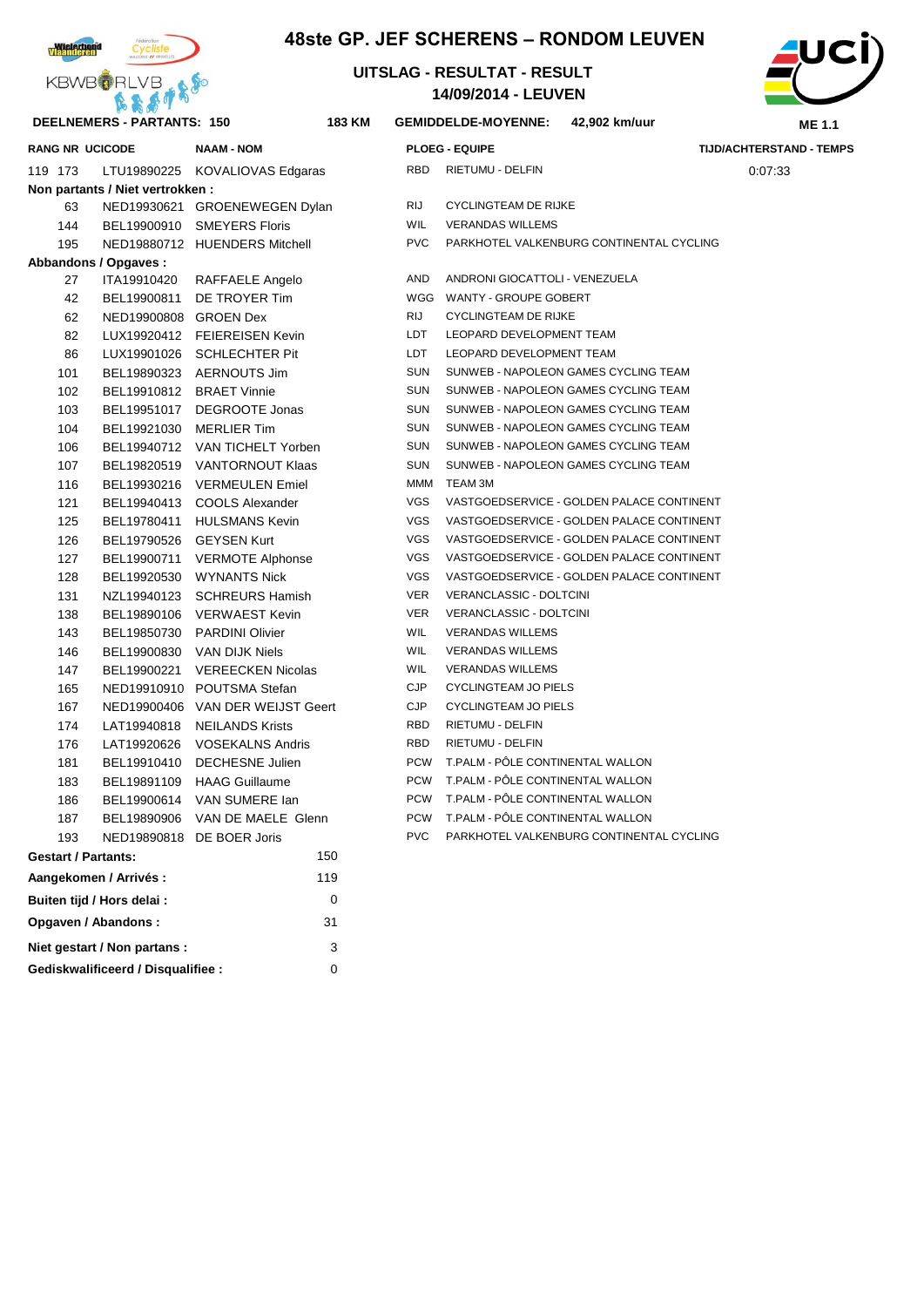# 48ste GP. JEF SCHERENS – RONDOM LEUVEN

## UITSLAG - RESULTAT - RESULT

## 14/09/2014 - LEUVEN

**DEELNEMERS - PARTANTS: 150** | **183 KM** | **GEMIDDELDE-MOYENNE: 42,902 km/uur** | **ME 1.1**

| RANG | NR | UCICODE | NAAM - NOM | | PLOEG - EQUIPE | TIJD/ACHTERSTAND - TEMPS |
|---|---|---|---|---|---|---|
| 119 | 173 | LTU19890225 | KOVALIOVAS Edgaras | RBD | RIETUMU - DELFIN | 0:07:33 |
| **Non partants / Niet vertrokken :** | | | | | | |
| | 63 | NED19930621 | GROENEWEGEN Dylan | RIJ | CYCLINGTEAM DE RIJKE | |
| | 144 | BEL19900910 | SMEYERS Floris | WIL | VERANDAS WILLEMS | |
| | 195 | NED19880712 | HUENDERS Mitchell | PVC | PARKHOTEL VALKENBURG CONTINENTAL CYCLING | |
| **Abbandons / Opgaves :** | | | | | | |
| | 27 | ITA19910420 | RAFFAELE Angelo | AND | ANDRONI GIOCATTOLI - VENEZUELA | |
| | 42 | BEL19900811 | DE TROYER Tim | WGG | WANTY - GROUPE GOBERT | |
| | 62 | NED19900808 | GROEN Dex | RIJ | CYCLINGTEAM DE RIJKE | |
| | 82 | LUX19920412 | FEIEREISEN Kevin | LDT | LEOPARD DEVELOPMENT TEAM | |
| | 86 | LUX19901026 | SCHLECHTER Pit | LDT | LEOPARD DEVELOPMENT TEAM | |
| | 101 | BEL19890323 | AERNOUTS Jim | SUN | SUNWEB - NAPOLEON GAMES CYCLING TEAM | |
| | 102 | BEL19910812 | BRAET Vinnie | SUN | SUNWEB - NAPOLEON GAMES CYCLING TEAM | |
| | 103 | BEL19951017 | DEGROOTE Jonas | SUN | SUNWEB - NAPOLEON GAMES CYCLING TEAM | |
| | 104 | BEL19921030 | MERLIER Tim | SUN | SUNWEB - NAPOLEON GAMES CYCLING TEAM | |
| | 106 | BEL19940712 | VAN TICHELT Yorben | SUN | SUNWEB - NAPOLEON GAMES CYCLING TEAM | |
| | 107 | BEL19820519 | VANTORNOUT Klaas | SUN | SUNWEB - NAPOLEON GAMES CYCLING TEAM | |
| | 116 | BEL19930216 | VERMEULEN Emiel | MMM | TEAM 3M | |
| | 121 | BEL19940413 | COOLS Alexander | VGS | VASTGOEDSERVICE - GOLDEN PALACE CONTINENT | |
| | 125 | BEL19780411 | HULSMANS Kevin | VGS | VASTGOEDSERVICE - GOLDEN PALACE CONTINENT | |
| | 126 | BEL19790526 | GEYSEN Kurt | VGS | VASTGOEDSERVICE - GOLDEN PALACE CONTINENT | |
| | 127 | BEL19900711 | VERMOTE Alphonse | VGS | VASTGOEDSERVICE - GOLDEN PALACE CONTINENT | |
| | 128 | BEL19920530 | WYNANTS Nick | VGS | VASTGOEDSERVICE - GOLDEN PALACE CONTINENT | |
| | 131 | NZL19940123 | SCHREURS Hamish | VER | VERANCLASSIC - DOLTCINI | |
| | 138 | BEL19890106 | VERWAEST Kevin | VER | VERANCLASSIC - DOLTCINI | |
| | 143 | BEL19850730 | PARDINI Olivier | WIL | VERANDAS WILLEMS | |
| | 146 | BEL19900830 | VAN DIJK Niels | WIL | VERANDAS WILLEMS | |
| | 147 | BEL19900221 | VEREECKEN Nicolas | WIL | VERANDAS WILLEMS | |
| | 165 | NED19910910 | POUTSMA Stefan | CJP | CYCLINGTEAM JO PIELS | |
| | 167 | NED19900406 | VAN DER WEIJST Geert | CJP | CYCLINGTEAM JO PIELS | |
| | 174 | LAT19940818 | NEILANDS Krists | RBD | RIETUMU - DELFIN | |
| | 176 | LAT19920626 | VOSEKALNS Andris | RBD | RIETUMU - DELFIN | |
| | 181 | BEL19910410 | DECHESNE Julien | PCW | T.PALM - PÔLE CONTINENTAL WALLON | |
| | 183 | BEL19891109 | HAAG Guillaume | PCW | T.PALM - PÔLE CONTINENTAL WALLON | |
| | 186 | BEL19900614 | VAN SUMERE Ian | PCW | T.PALM - PÔLE CONTINENTAL WALLON | |
| | 187 | BEL19890906 | VAN DE MAELE Glenn | PCW | T.PALM - PÔLE CONTINENTAL WALLON | |
| | 193 | NED19890818 | DE BOER Joris | PVC | PARKHOTEL VALKENBURG CONTINENTAL CYCLING | |

| | |
|---|---|
| **Gestart / Partants:** | 150 |
| **Aangekomen / Arrivés :** | 119 |
| **Buiten tijd / Hors delai :** | 0 |
| **Opgaven / Abandons :** | 31 |
| **Niet gestart / Non partans :** | 3 |
| **Gediskwalificeerd / Disqualifiee :** | 0 |